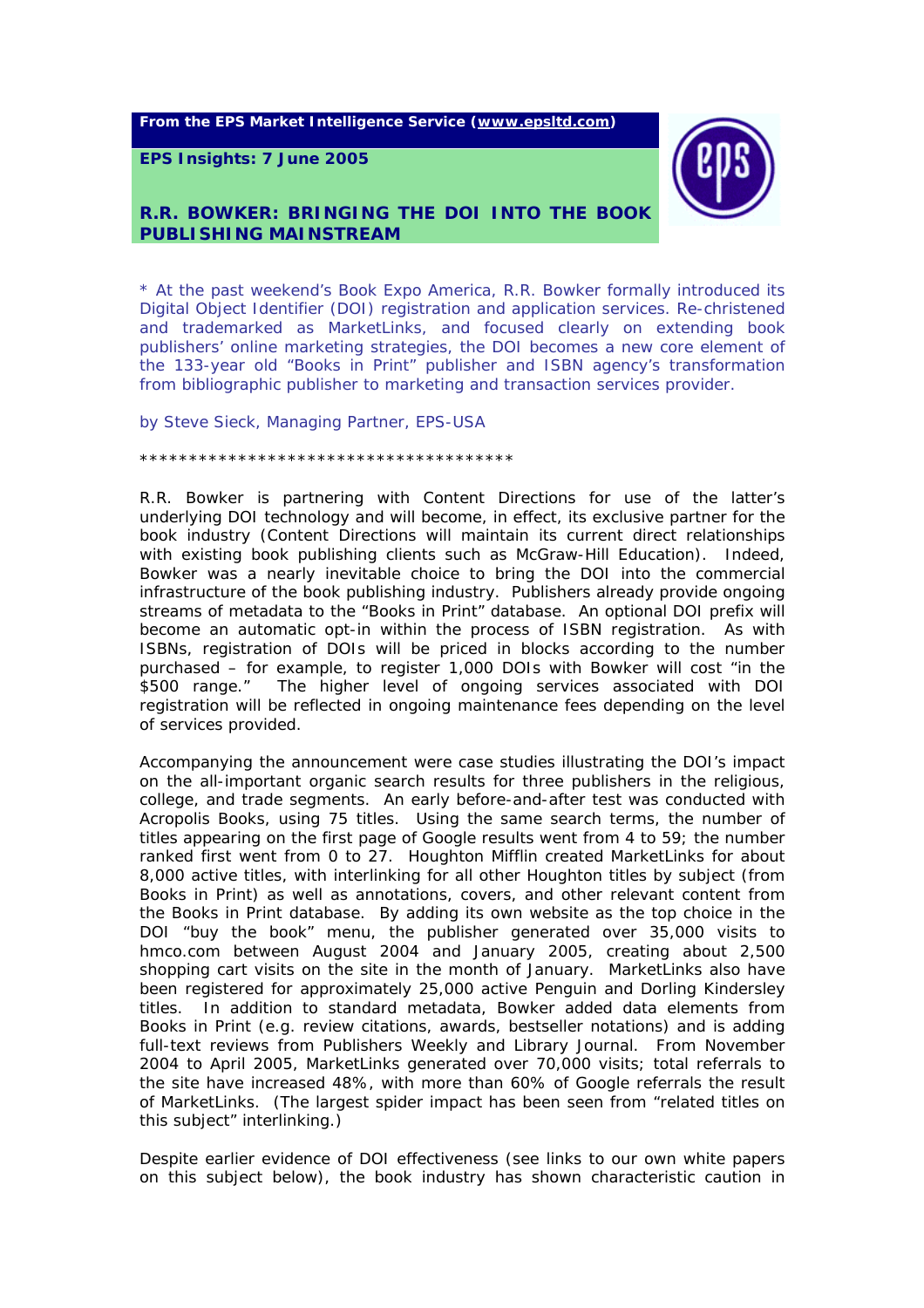**From the EPS Market Intelligence Service (www.epsltd.com)**

**EPS Insights: 7 June 2005**

# R.R. BOWKER: BRINGING THE DOI INTO THE BOOK PUBLISHING MAINSTREAM

* At the past weekend's Book Expo America, R.R. Bowker formally introduced its Digital Object Identifier (DOI) registration and application services. Re-christened and trademarked as MarketLinks, and focused clearly on extending book publishers' online marketing strategies, the DOI becomes a new core element of the 133-year old "Books in Print" publisher and ISBN agency's transformation from bibliographic publisher to marketing and transaction services provider.

by Steve Sieck, Managing Partner, EPS-USA

**************************************

R.R. Bowker is partnering with Content Directions for use of the latter's underlying DOI technology and will become, in effect, its exclusive partner for the book industry (Content Directions will maintain its current direct relationships with existing book publishing clients such as McGraw-Hill Education). Indeed, Bowker was a nearly inevitable choice to bring the DOI into the commercial infrastructure of the book publishing industry. Publishers already provide ongoing streams of metadata to the "Books in Print" database. An optional DOI prefix will become an automatic opt-in within the process of ISBN registration. As with ISBNs, registration of DOIs will be priced in blocks according to the number purchased – for example, to register 1,000 DOIs with Bowker will cost "in the $500 range." The higher level of ongoing services associated with DOI registration will be reflected in ongoing maintenance fees depending on the level of services provided.

Accompanying the announcement were case studies illustrating the DOI's impact on the all-important organic search results for three publishers in the religious, college, and trade segments. An early before-and-after test was conducted with Acropolis Books, using 75 titles. Using the same search terms, the number of titles appearing on the first page of Google results went from 4 to 59; the number ranked first went from 0 to 27. Houghton Mifflin created MarketLinks for about 8,000 active titles, with interlinking for all other Houghton titles by subject (from Books in Print) as well as annotations, covers, and other relevant content from the Books in Print database. By adding its own website as the top choice in the DOI "buy the book" menu, the publisher generated over 35,000 visits to hmco.com between August 2004 and January 2005, creating about 2,500 shopping cart visits on the site in the month of January. MarketLinks also have been registered for approximately 25,000 active Penguin and Dorling Kindersley titles. In addition to standard metadata, Bowker added data elements from Books in Print (e.g. review citations, awards, bestseller notations) and is adding full-text reviews from Publishers Weekly and Library Journal. From November 2004 to April 2005, MarketLinks generated over 70,000 visits; total referrals to the site have increased 48%, with more than 60% of Google referrals the result of MarketLinks. (The largest spider impact has been seen from "related titles on this subject" interlinking.)

Despite earlier evidence of DOI effectiveness (see links to our own white papers on this subject below), the book industry has shown characteristic caution in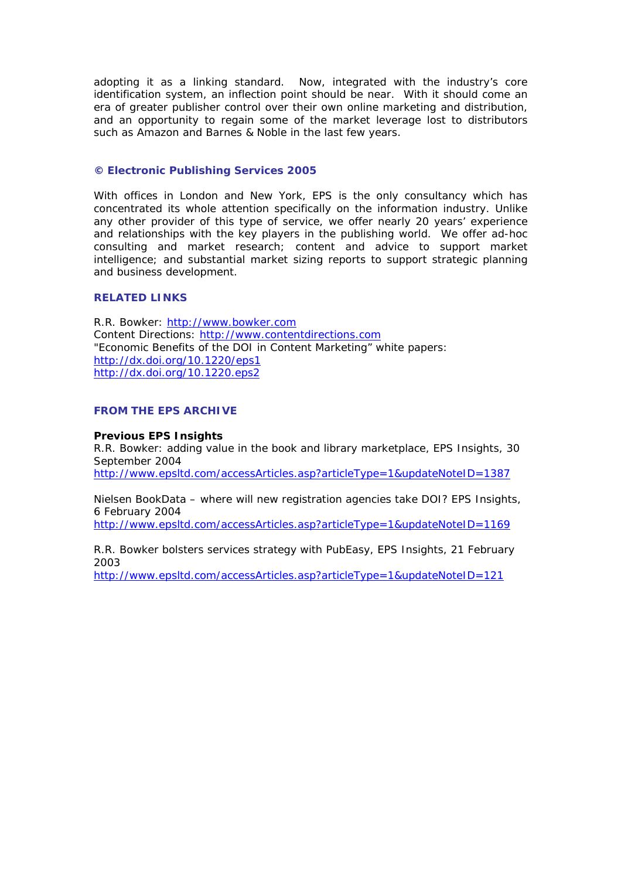adopting it as a linking standard. Now, integrated with the industry's core identification system, an inflection point should be near. With it should come an era of greater publisher control over their own online marketing and distribution, and an opportunity to regain some of the market leverage lost to distributors such as Amazon and Barnes & Noble in the last few years.

### © Electronic Publishing Services 2005

With offices in London and New York, EPS is the only consultancy which has concentrated its whole attention specifically on the information industry. Unlike any other provider of this type of service, we offer nearly 20 years' experience and relationships with the key players in the publishing world. We offer ad-hoc consulting and market research; content and advice to support market intelligence; and substantial market sizing reports to support strategic planning and business development.

### RELATED LINKS

R.R. Bowker: http://www.bowker.com
Content Directions: http://www.contentdirections.com
"Economic Benefits of the DOI in Content Marketing" white papers:
http://dx.doi.org/10.1220/eps1
http://dx.doi.org/10.1220.eps2

### FROM THE EPS ARCHIVE

**Previous EPS Insights**
R.R. Bowker: adding value in the book and library marketplace, EPS Insights, 30 September 2004
http://www.epsltd.com/accessArticles.asp?articleType=1&updateNoteID=1387

Nielsen BookData – where will new registration agencies take DOI? EPS Insights, 6 February 2004
http://www.epsltd.com/accessArticles.asp?articleType=1&updateNoteID=1169

R.R. Bowker bolsters services strategy with PubEasy, EPS Insights, 21 February 2003
http://www.epsltd.com/accessArticles.asp?articleType=1&updateNoteID=121